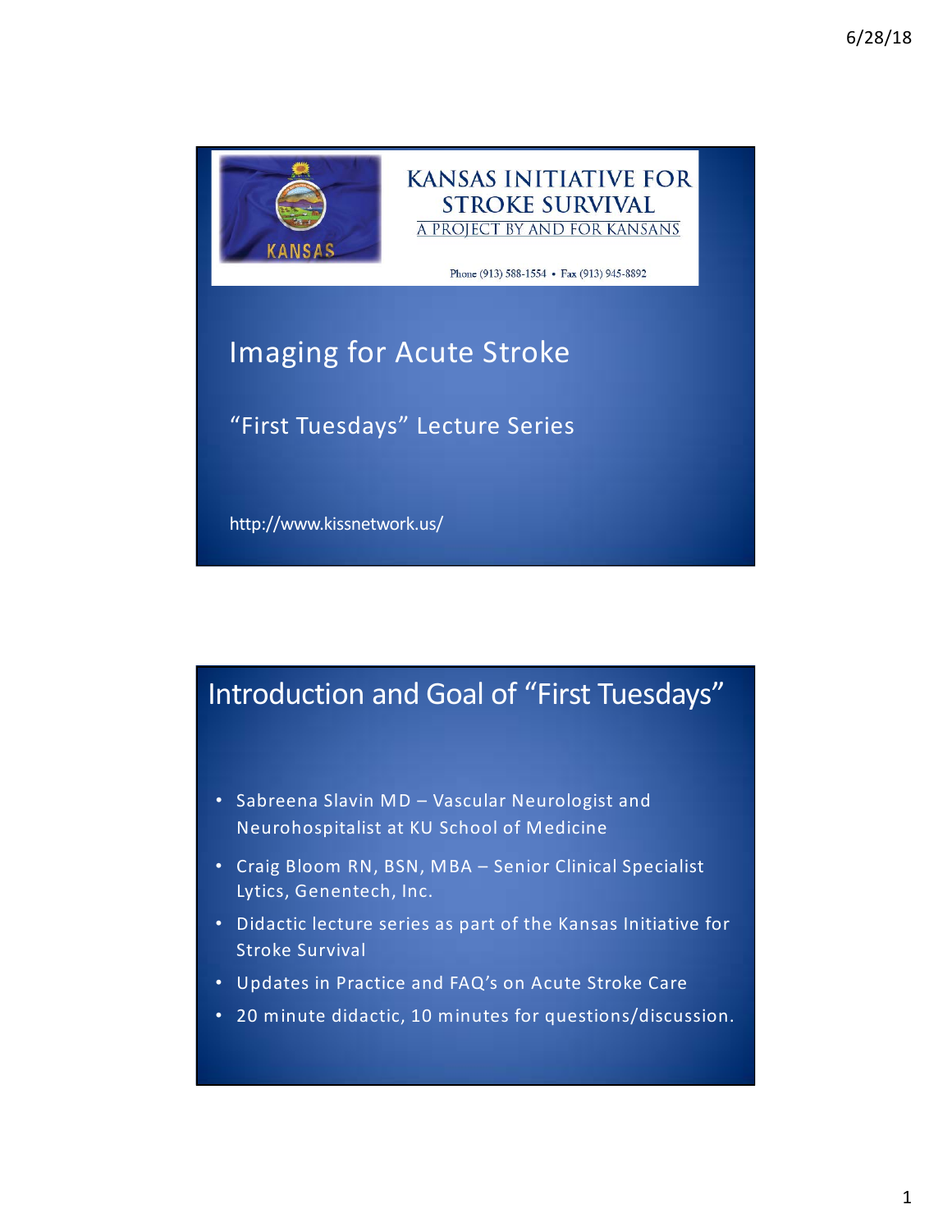# KANSAS INITIATIVE FOR STROKE SURVIVAL

A PROJECT BY AND FOR KANSANS

Phone (913) 588-1554 • Fax (913) 945-8892

## Imaging for Acute Stroke

"First Tuesdays" Lecture Series

http://www.kissnetwork.us/

## Introduction and Goal of "First Tuesdays"

- Sabreena Slavin MD – Vascular Neurologist and Neurohospitalist at KU School of Medicine
- Craig Bloom RN, BSN, MBA – Senior Clinical Specialist Lytics, Genentech, Inc.
- Didactic lecture series as part of the Kansas Initiative for Stroke Survival
- Updates in Practice and FAQ's on Acute Stroke Care
- 20 minute didactic, 10 minutes for questions/discussion.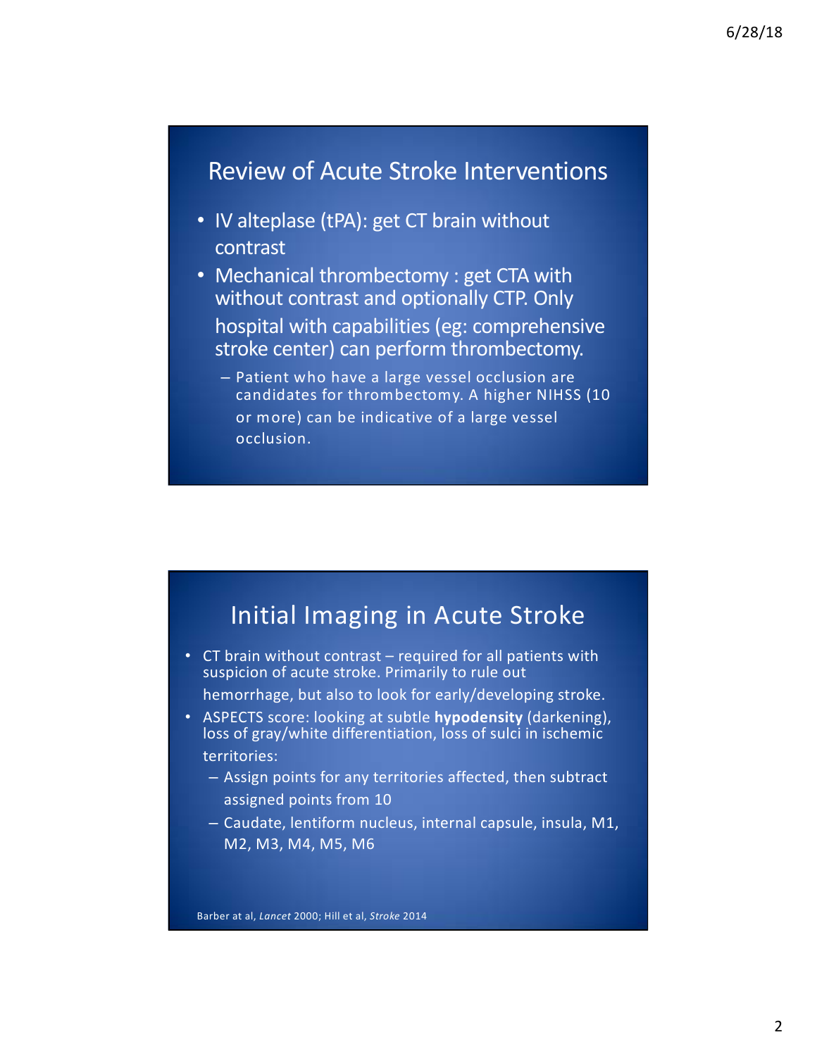## Review of Acute Stroke Interventions

- IV alteplase (tPA): get CT brain without contrast
- Mechanical thrombectomy : get CTA with without contrast and optionally CTP. Only hospital with capabilities (eg: comprehensive stroke center) can perform thrombectomy.
  - Patient who have a large vessel occlusion are candidates for thrombectomy. A higher NIHSS (10 or more) can be indicative of a large vessel occlusion.

## Initial Imaging in Acute Stroke

- CT brain without contrast – required for all patients with suspicion of acute stroke. Primarily to rule out hemorrhage, but also to look for early/developing stroke.
- ASPECTS score: looking at subtle **hypodensity** (darkening), loss of gray/white differentiation, loss of sulci in ischemic territories:
  - Assign points for any territories affected, then subtract assigned points from 10
  - Caudate, lentiform nucleus, internal capsule, insula, M1, M2, M3, M4, M5, M6

Barber at al, *Lancet* 2000; Hill et al, *Stroke* 2014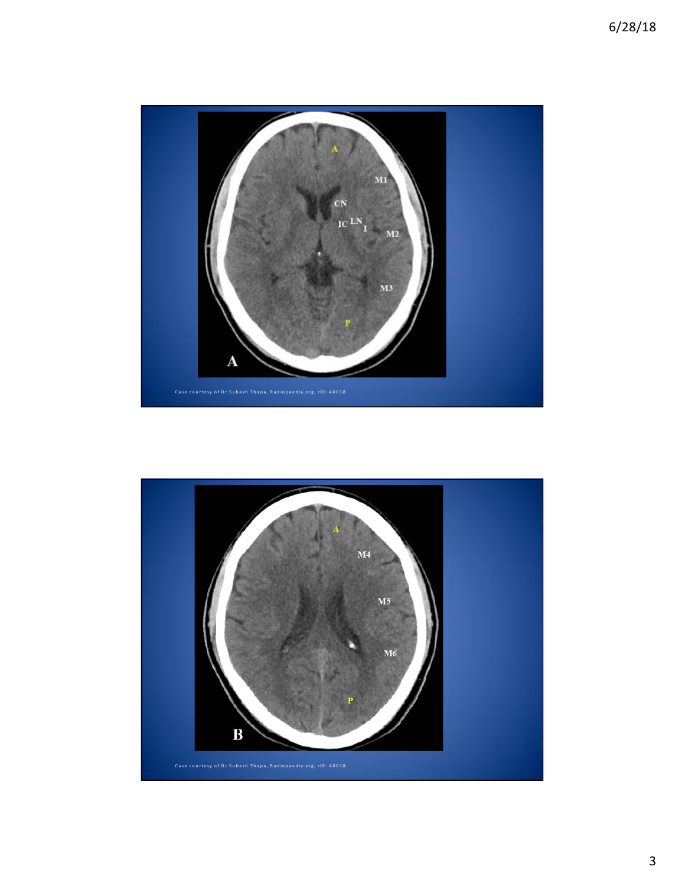A

M1

CN

IC LN I

M2

M3

P

A

Case courtesy of Dr Subash Thapa, Radiopaedia.org, rID: 40018

A

M4

M5

M6

P

B

Case courtesy of Dr Subash Thapa, Radiopaedia.org, rID: 40018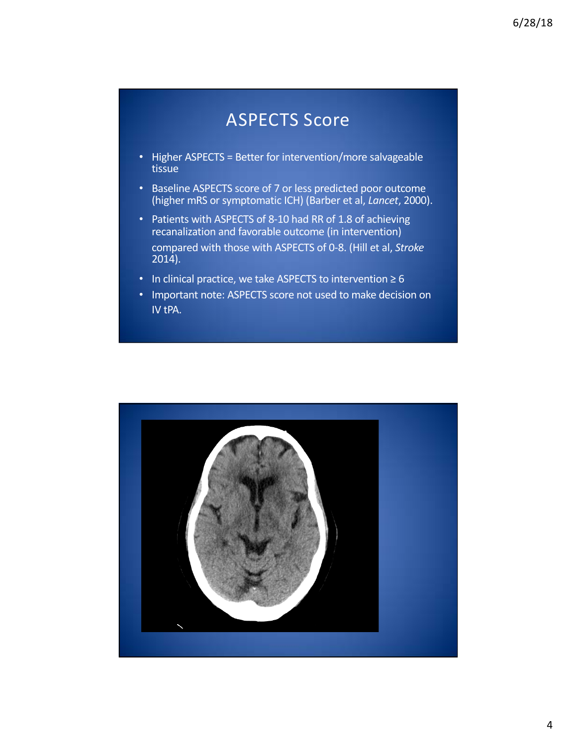# ASPECTS Score

- Higher ASPECTS = Better for intervention/more salvageable tissue
- Baseline ASPECTS score of 7 or less predicted poor outcome (higher mRS or symptomatic ICH) (Barber et al, *Lancet*, 2000).
- Patients with ASPECTS of 8-10 had RR of 1.8 of achieving recanalization and favorable outcome (in intervention) compared with those with ASPECTS of 0-8. (Hill et al, *Stroke* 2014).
- In clinical practice, we take ASPECTS to intervention ≥ 6
- Important note: ASPECTS score not used to make decision on IV tPA.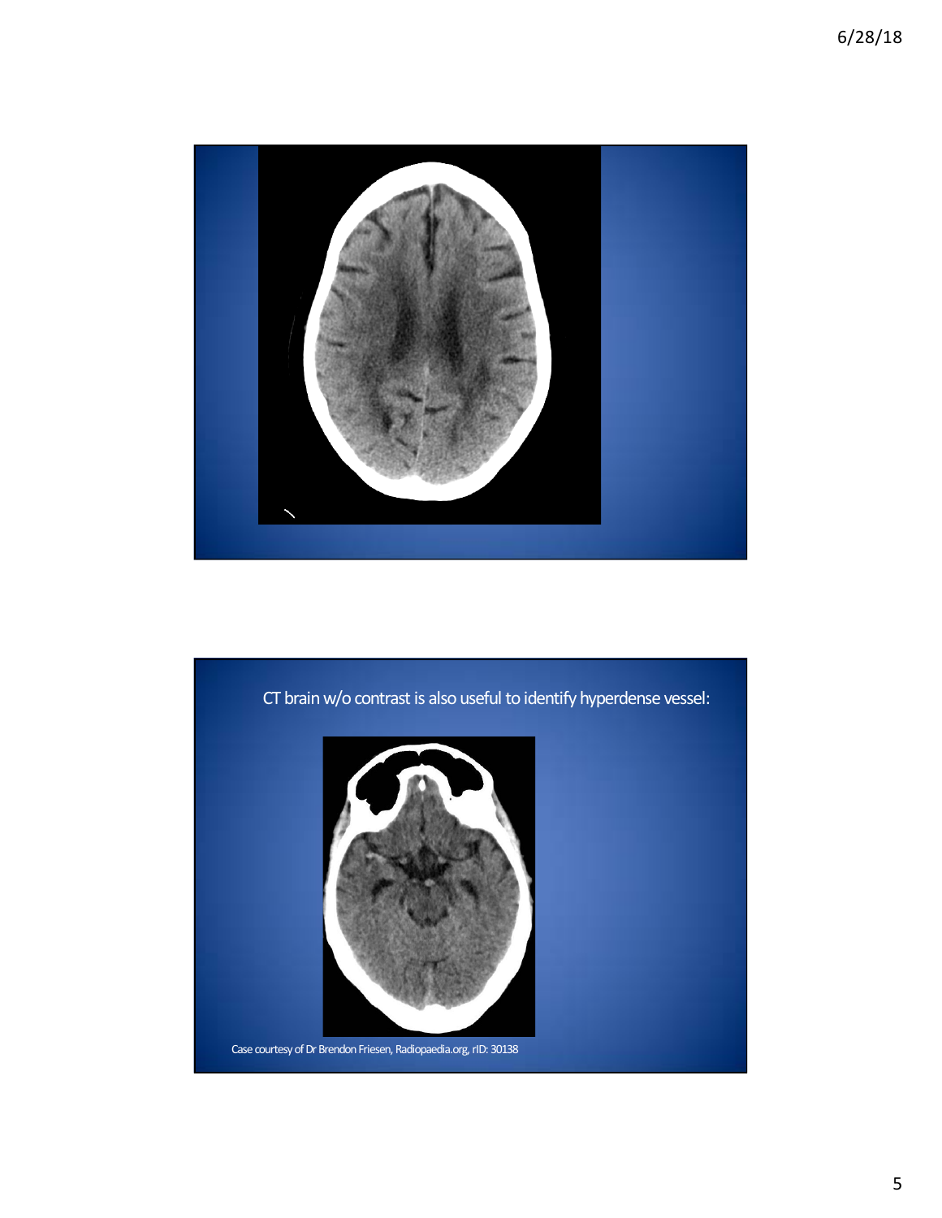CT brain w/o contrast is also useful to identify hyperdense vessel:

Case courtesy of Dr Brendon Friesen, Radiopaedia.org, rID: 30138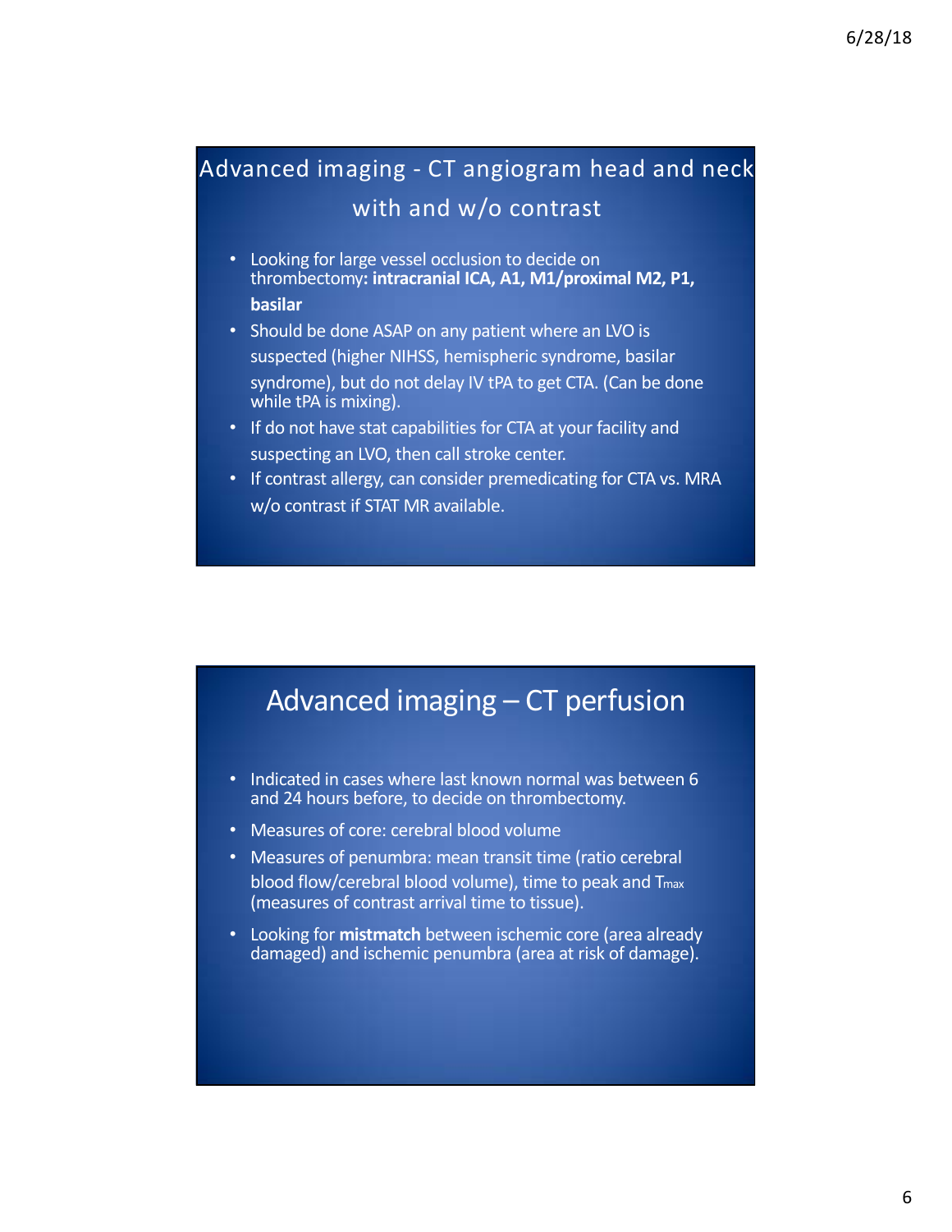## Advanced imaging - CT angiogram head and neck with and w/o contrast

- Looking for large vessel occlusion to decide on thrombectomy**: intracranial ICA, A1, M1/proximal M2, P1, basilar**
- Should be done ASAP on any patient where an LVO is suspected (higher NIHSS, hemispheric syndrome, basilar syndrome), but do not delay IV tPA to get CTA. (Can be done while tPA is mixing).
- If do not have stat capabilities for CTA at your facility and suspecting an LVO, then call stroke center.
- If contrast allergy, can consider premedicating for CTA vs. MRA w/o contrast if STAT MR available.

## Advanced imaging – CT perfusion

- Indicated in cases where last known normal was between 6 and 24 hours before, to decide on thrombectomy.
- Measures of core: cerebral blood volume
- Measures of penumbra: mean transit time (ratio cerebral blood flow/cerebral blood volume), time to peak and $T_{max}$ (measures of contrast arrival time to tissue).
- Looking for **mismatch** between ischemic core (area already damaged) and ischemic penumbra (area at risk of damage).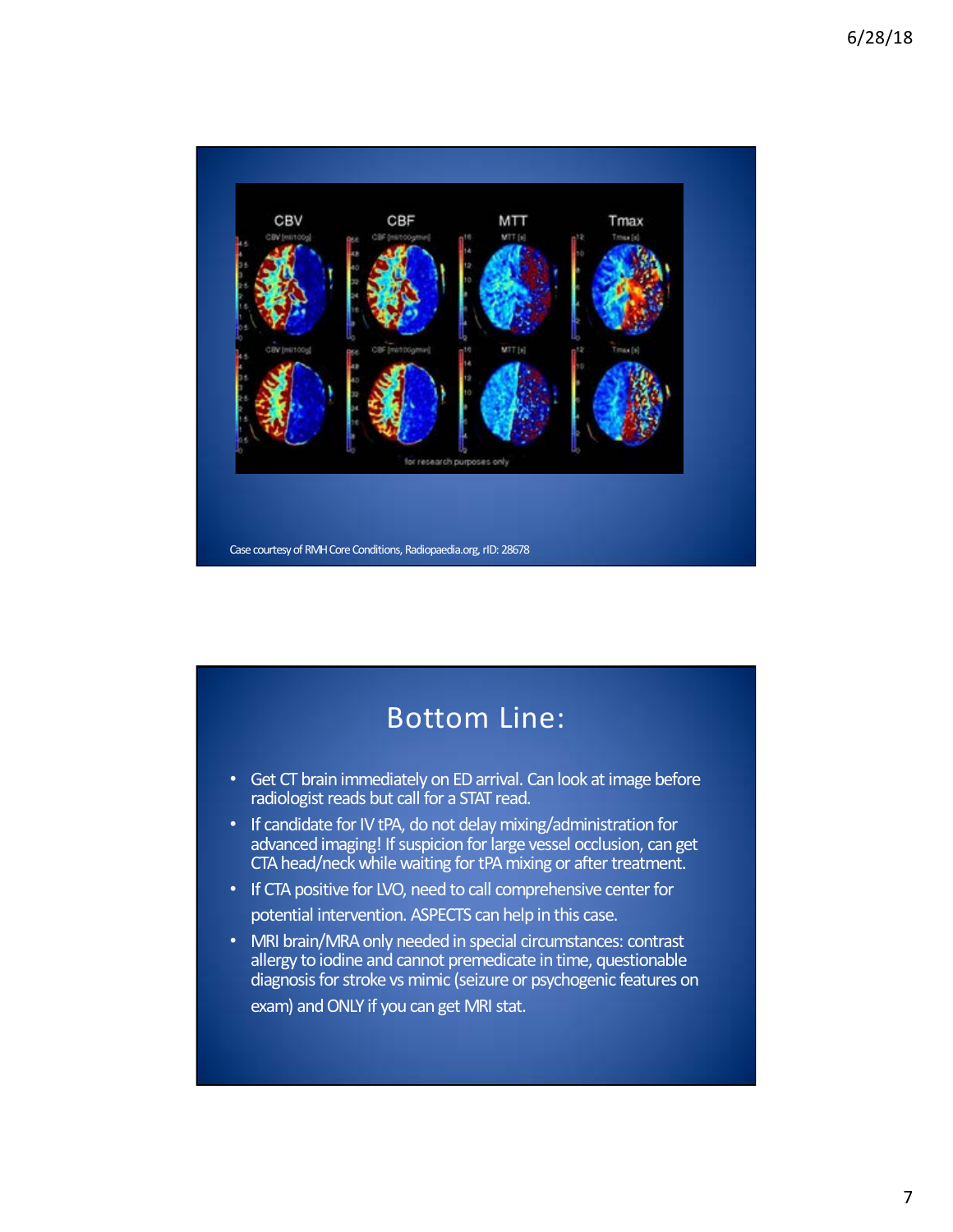Case courtesy of RMH Core Conditions, Radiopaedia.org, rID: 28678

## Bottom Line:

- Get CT brain immediately on ED arrival. Can look at image before radiologist reads but call for a STAT read.
- If candidate for IV tPA, do not delay mixing/administration for advanced imaging! If suspicion for large vessel occlusion, can get CTA head/neck while waiting for tPA mixing or after treatment.
- If CTA positive for LVO, need to call comprehensive center for potential intervention. ASPECTS can help in this case.
- MRI brain/MRA only needed in special circumstances: contrast allergy to iodine and cannot premedicate in time, questionable diagnosis for stroke vs mimic (seizure or psychogenic features on exam) and ONLY if you can get MRI stat.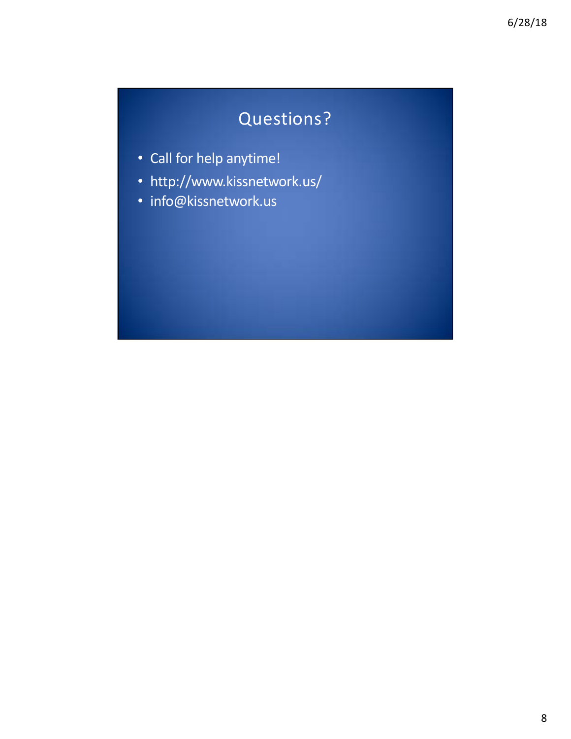# Questions?

- Call for help anytime!
- http://www.kissnetwork.us/
- info@kissnetwork.us